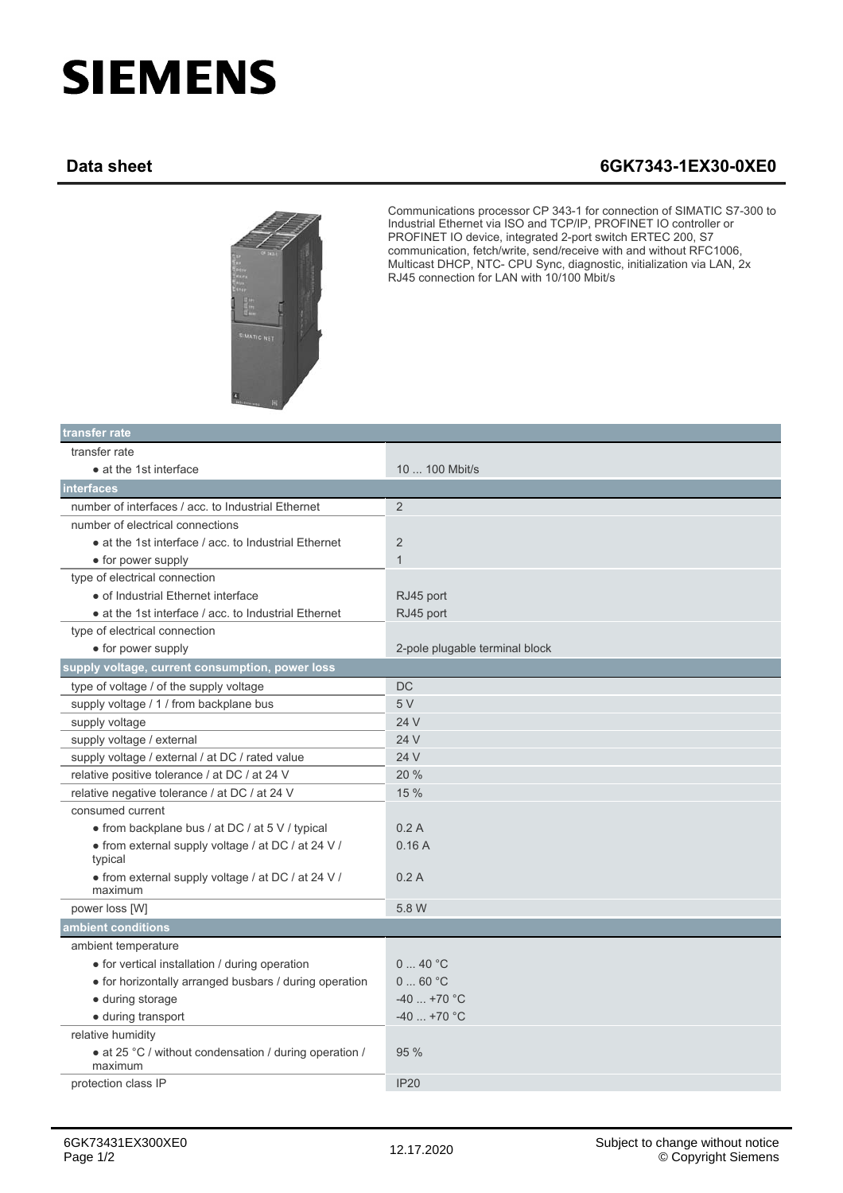# SIEMENS

## Data sheet 6GK7343-1EX30-0XE0

Communications processor CP 343-1 for connection of SIMATIC S7-300 to Industrial Ethernet via ISO and TCP/IP, PROFINET IO controller or PROFINET IO device, integrated 2-port switch ERTEC 200, S7 communication, fetch/write, send/receive with and without RFC1006, Multicast DHCP, NTC- CPU Sync, diagnostic, initialization via LAN, 2x RJ45 connection for LAN with 10/100 Mbit/s

| **transfer rate** | |
|---|---|
| transfer rate | |
| • at the 1st interface | 10 ... 100 Mbit/s |
| **interfaces** | |
| number of interfaces / acc. to Industrial Ethernet | 2 |
| number of electrical connections | |
| • at the 1st interface / acc. to Industrial Ethernet | 2 |
| • for power supply | 1 |
| type of electrical connection | |
| • of Industrial Ethernet interface | RJ45 port |
| • at the 1st interface / acc. to Industrial Ethernet | RJ45 port |
| type of electrical connection | |
| • for power supply | 2-pole plugable terminal block |
| **supply voltage, current consumption, power loss** | |
| type of voltage / of the supply voltage | DC |
| supply voltage / 1 / from backplane bus | 5 V |
| supply voltage | 24 V |
| supply voltage / external | 24 V |
| supply voltage / external / at DC / rated value | 24 V |
| relative positive tolerance / at DC / at 24 V | 20 % |
| relative negative tolerance / at DC / at 24 V | 15 % |
| consumed current | |
| • from backplane bus / at DC / at 5 V / typical | 0.2 A |
| • from external supply voltage / at DC / at 24 V / typical | 0.16 A |
| • from external supply voltage / at DC / at 24 V / maximum | 0.2 A |
| power loss [W] | 5.8 W |
| **ambient conditions** | |
| ambient temperature | |
| • for vertical installation / during operation | 0 ... 40 °C |
| • for horizontally arranged busbars / during operation | 0 ... 60 °C |
| • during storage | -40 ... +70 °C |
| • during transport | -40 ... +70 °C |
| relative humidity | |
| • at 25 °C / without condensation / during operation / maximum | 95 % |
| protection class IP | IP20 |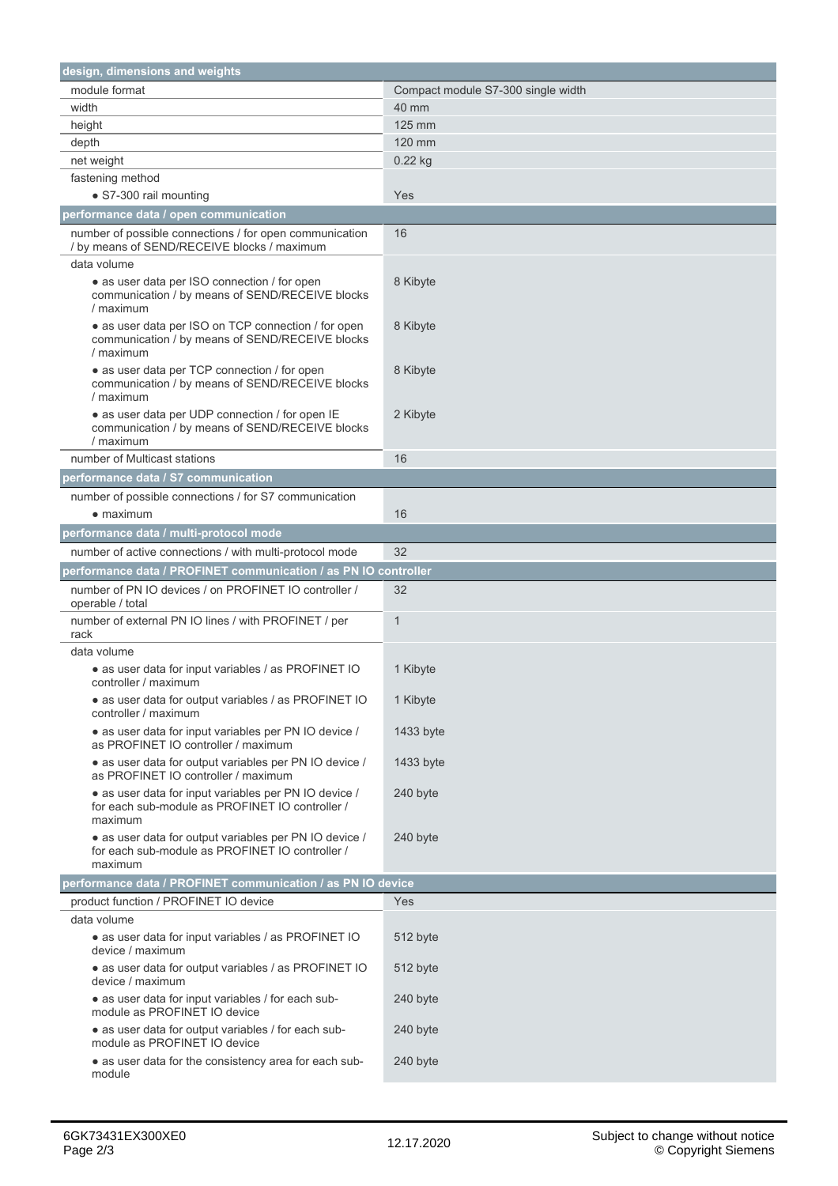| design, dimensions and weights | |
|---|---|
| module format | Compact module S7-300 single width |
| width | 40 mm |
| height | 125 mm |
| depth | 120 mm |
| net weight | 0.22 kg |
| fastening method | |
| • S7-300 rail mounting | Yes |
| **performance data / open communication** | |
| number of possible connections / for open communication / by means of SEND/RECEIVE blocks / maximum | 16 |
| data volume | |
| • as user data per ISO connection / for open communication / by means of SEND/RECEIVE blocks / maximum | 8 Kibyte |
| • as user data per ISO on TCP connection / for open communication / by means of SEND/RECEIVE blocks / maximum | 8 Kibyte |
| • as user data per TCP connection / for open communication / by means of SEND/RECEIVE blocks / maximum | 8 Kibyte |
| • as user data per UDP connection / for open IE communication / by means of SEND/RECEIVE blocks / maximum | 2 Kibyte |
| number of Multicast stations | 16 |
| **performance data / S7 communication** | |
| number of possible connections / for S7 communication | |
| • maximum | 16 |
| **performance data / multi-protocol mode** | |
| number of active connections / with multi-protocol mode | 32 |
| **performance data / PROFINET communication / as PN IO controller** | |
| number of PN IO devices / on PROFINET IO controller / operable / total | 32 |
| number of external PN IO lines / with PROFINET / per rack | 1 |
| data volume | |
| • as user data for input variables / as PROFINET IO controller / maximum | 1 Kibyte |
| • as user data for output variables / as PROFINET IO controller / maximum | 1 Kibyte |
| • as user data for input variables per PN IO device / as PROFINET IO controller / maximum | 1433 byte |
| • as user data for output variables per PN IO device / as PROFINET IO controller / maximum | 1433 byte |
| • as user data for input variables per PN IO device / for each sub-module as PROFINET IO controller / maximum | 240 byte |
| • as user data for output variables per PN IO device / for each sub-module as PROFINET IO controller / maximum | 240 byte |
| **performance data / PROFINET communication / as PN IO device** | |
| product function / PROFINET IO device | Yes |
| data volume | |
| • as user data for input variables / as PROFINET IO device / maximum | 512 byte |
| • as user data for output variables / as PROFINET IO device / maximum | 512 byte |
| • as user data for input variables / for each sub-module as PROFINET IO device | 240 byte |
| • as user data for output variables / for each sub-module as PROFINET IO device | 240 byte |
| • as user data for the consistency area for each sub-module | 240 byte |

6GK73431EX300XE0 12.17.2020 Subject to change without notice © Copyright Siemens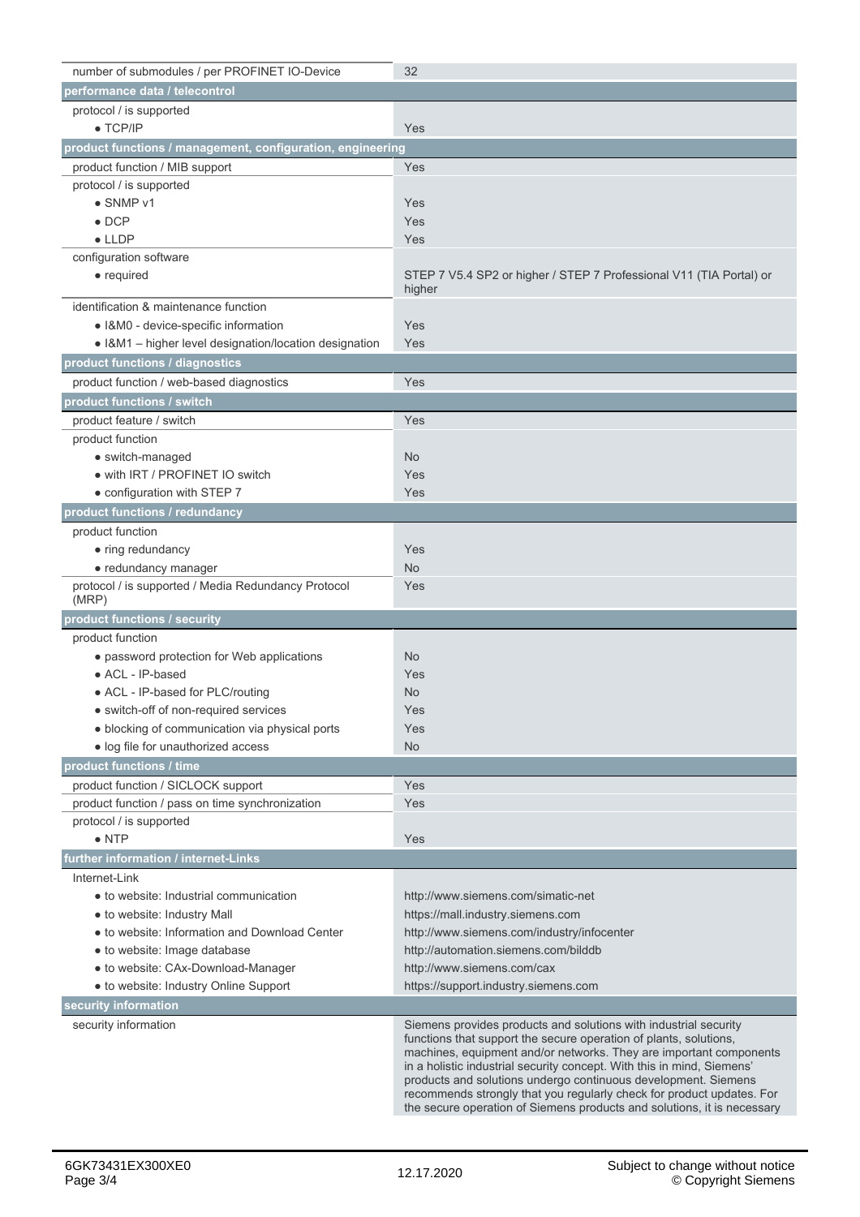| | |
|---|---|
| number of submodules / per PROFINET IO-Device | 32 |
| **performance data / telecontrol** | |
| protocol / is supported | |
| • TCP/IP | Yes |
| **product functions / management, configuration, engineering** | |
| product function / MIB support | Yes |
| protocol / is supported | |
| • SNMP v1 | Yes |
| • DCP | Yes |
| • LLDP | Yes |
| configuration software | |
| • required | STEP 7 V5.4 SP2 or higher / STEP 7 Professional V11 (TIA Portal) or higher |
| identification & maintenance function | |
| • I&M0 - device-specific information | Yes |
| • I&M1 – higher level designation/location designation | Yes |
| **product functions / diagnostics** | |
| product function / web-based diagnostics | Yes |
| **product functions / switch** | |
| product feature / switch | Yes |
| product function | |
| • switch-managed | No |
| • with IRT / PROFINET IO switch | Yes |
| • configuration with STEP 7 | Yes |
| **product functions / redundancy** | |
| product function | |
| • ring redundancy | Yes |
| • redundancy manager | No |
| protocol / is supported / Media Redundancy Protocol (MRP) | Yes |
| **product functions / security** | |
| product function | |
| • password protection for Web applications | No |
| • ACL - IP-based | Yes |
| • ACL - IP-based for PLC/routing | No |
| • switch-off of non-required services | Yes |
| • blocking of communication via physical ports | Yes |
| • log file for unauthorized access | No |
| **product functions / time** | |
| product function / SICLOCK support | Yes |
| product function / pass on time synchronization | Yes |
| protocol / is supported | |
| • NTP | Yes |
| **further information / internet-Links** | |
| Internet-Link | |
| • to website: Industrial communication | http://www.siemens.com/simatic-net |
| • to website: Industry Mall | https://mall.industry.siemens.com |
| • to website: Information and Download Center | http://www.siemens.com/industry/infocenter |
| • to website: Image database | http://automation.siemens.com/bilddb |
| • to website: CAx-Download-Manager | http://www.siemens.com/cax |
| • to website: Industry Online Support | https://support.industry.siemens.com |
| **security information** | |
| security information | Siemens provides products and solutions with industrial security functions that support the secure operation of plants, solutions, machines, equipment and/or networks. They are important components in a holistic industrial security concept. With this in mind, Siemens' products and solutions undergo continuous development. Siemens recommends strongly that you regularly check for product updates. For the secure operation of Siemens products and solutions, it is necessary |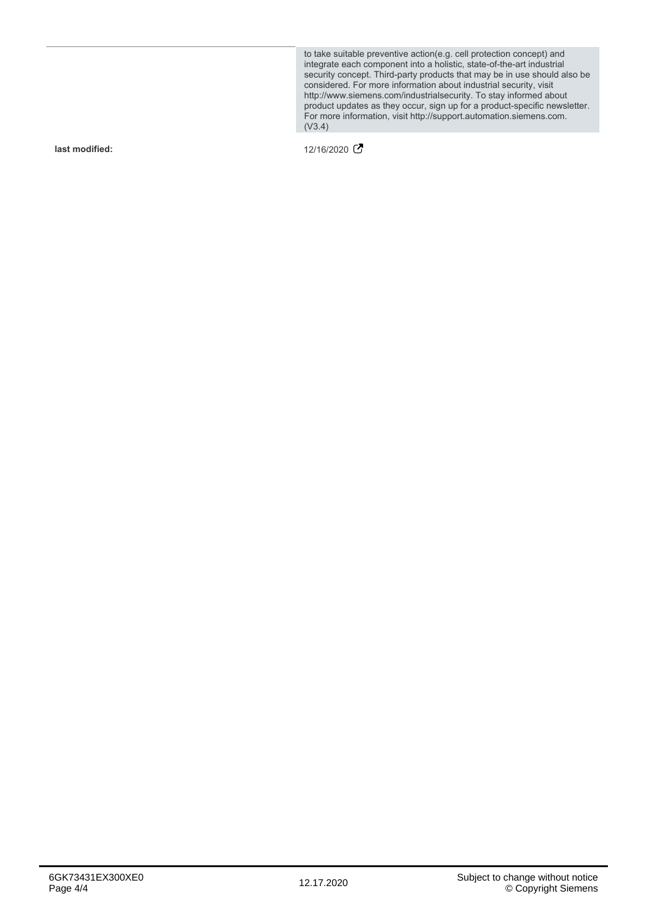| | |
|---|---|
| | to take suitable preventive action(e.g. cell protection concept) and integrate each component into a holistic, state-of-the-art industrial security concept. Third-party products that may be in use should also be considered. For more information about industrial security, visit http://www.siemens.com/industrialsecurity. To stay informed about product updates as they occur, sign up for a product-specific newsletter. For more information, visit http://support.automation.siemens.com. (V3.4) |
| **last modified:** | 12/16/2020 |